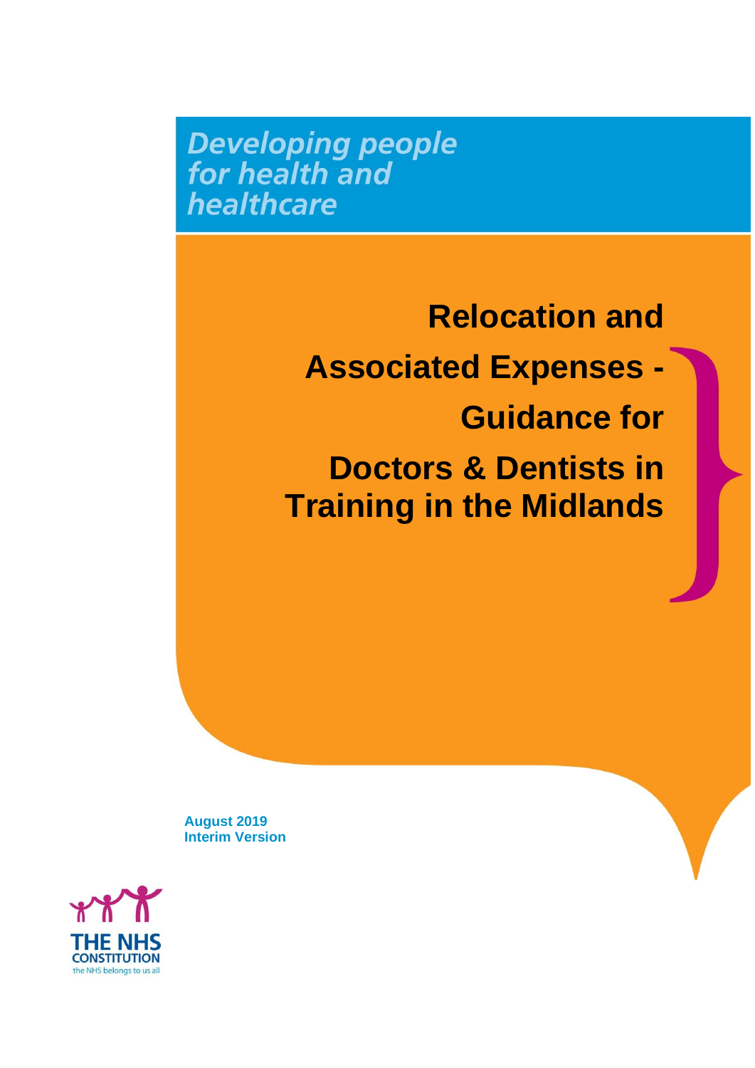*Developing people for health and healthcare*

# Relocation and Associated Expenses - Guidance for Doctors & Dentists in Training in the Midlands

**August 2019**
**Interim Version**

THE NHS CONSTITUTION
the NHS belongs to us all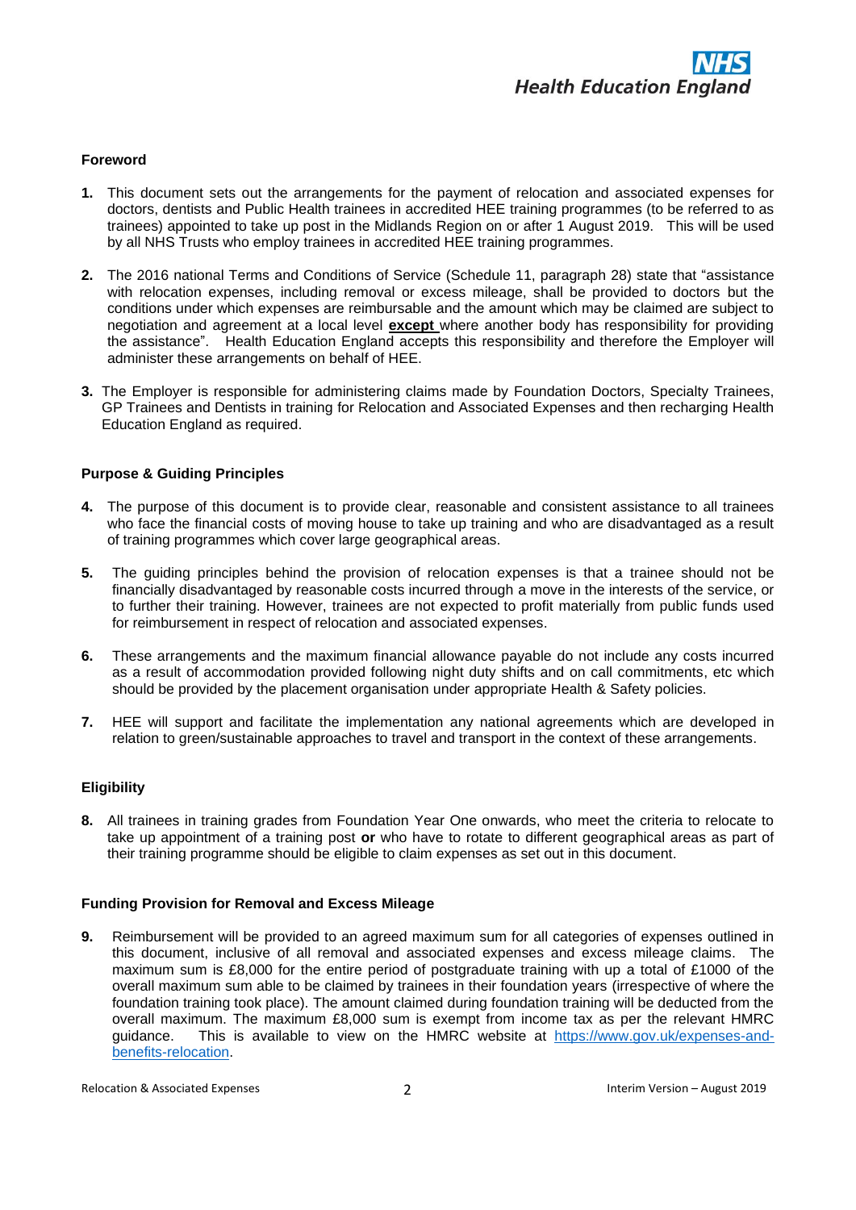#### Foreword

1. This document sets out the arrangements for the payment of relocation and associated expenses for doctors, dentists and Public Health trainees in accredited HEE training programmes (to be referred to as trainees) appointed to take up post in the Midlands Region on or after 1 August 2019. This will be used by all NHS Trusts who employ trainees in accredited HEE training programmes.

2. The 2016 national Terms and Conditions of Service (Schedule 11, paragraph 28) state that "assistance with relocation expenses, including removal or excess mileage, shall be provided to doctors but the conditions under which expenses are reimbursable and the amount which may be claimed are subject to negotiation and agreement at a local level **except** where another body has responsibility for providing the assistance". Health Education England accepts this responsibility and therefore the Employer will administer these arrangements on behalf of HEE.

3. The Employer is responsible for administering claims made by Foundation Doctors, Specialty Trainees, GP Trainees and Dentists in training for Relocation and Associated Expenses and then recharging Health Education England as required.

#### Purpose & Guiding Principles

4. The purpose of this document is to provide clear, reasonable and consistent assistance to all trainees who face the financial costs of moving house to take up training and who are disadvantaged as a result of training programmes which cover large geographical areas.

5. The guiding principles behind the provision of relocation expenses is that a trainee should not be financially disadvantaged by reasonable costs incurred through a move in the interests of the service, or to further their training. However, trainees are not expected to profit materially from public funds used for reimbursement in respect of relocation and associated expenses.

6. These arrangements and the maximum financial allowance payable do not include any costs incurred as a result of accommodation provided following night duty shifts and on call commitments, etc which should be provided by the placement organisation under appropriate Health & Safety policies.

7. HEE will support and facilitate the implementation any national agreements which are developed in relation to green/sustainable approaches to travel and transport in the context of these arrangements.

#### Eligibility

8. All trainees in training grades from Foundation Year One onwards, who meet the criteria to relocate to take up appointment of a training post **or** who have to rotate to different geographical areas as part of their training programme should be eligible to claim expenses as set out in this document.

#### Funding Provision for Removal and Excess Mileage

9. Reimbursement will be provided to an agreed maximum sum for all categories of expenses outlined in this document, inclusive of all removal and associated expenses and excess mileage claims. The maximum sum is £8,000 for the entire period of postgraduate training with up a total of £1000 of the overall maximum sum able to be claimed by trainees in their foundation years (irrespective of where the foundation training took place). The amount claimed during foundation training will be deducted from the overall maximum. The maximum £8,000 sum is exempt from income tax as per the relevant HMRC guidance. This is available to view on the HMRC website at [https://www.gov.uk/expenses-and-benefits-relocation](https://www.gov.uk/expenses-and-benefits-relocation).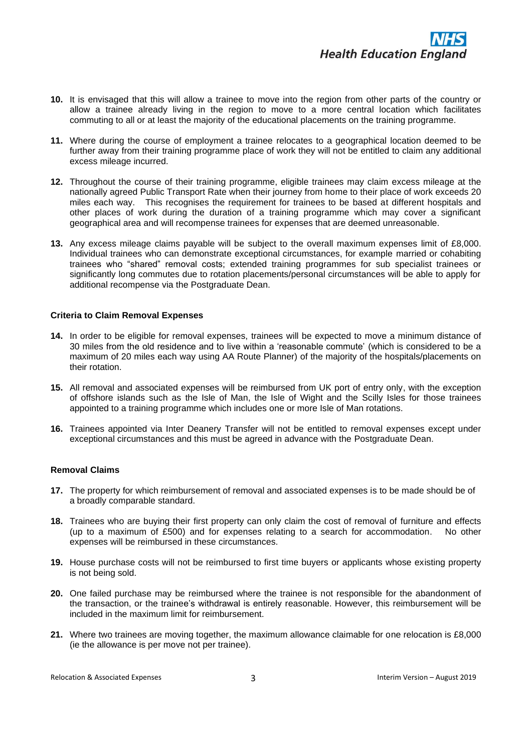10. It is envisaged that this will allow a trainee to move into the region from other parts of the country or allow a trainee already living in the region to move to a more central location which facilitates commuting to all or at least the majority of the educational placements on the training programme.

11. Where during the course of employment a trainee relocates to a geographical location deemed to be further away from their training programme place of work they will not be entitled to claim any additional excess mileage incurred.

12. Throughout the course of their training programme, eligible trainees may claim excess mileage at the nationally agreed Public Transport Rate when their journey from home to their place of work exceeds 20 miles each way. This recognises the requirement for trainees to be based at different hospitals and other places of work during the duration of a training programme which may cover a significant geographical area and will recompense trainees for expenses that are deemed unreasonable.

13. Any excess mileage claims payable will be subject to the overall maximum expenses limit of £8,000. Individual trainees who can demonstrate exceptional circumstances, for example married or cohabiting trainees who "shared" removal costs; extended training programmes for sub specialist trainees or significantly long commutes due to rotation placements/personal circumstances will be able to apply for additional recompense via the Postgraduate Dean.

**Criteria to Claim Removal Expenses**

14. In order to be eligible for removal expenses, trainees will be expected to move a minimum distance of 30 miles from the old residence and to live within a 'reasonable commute' (which is considered to be a maximum of 20 miles each way using AA Route Planner) of the majority of the hospitals/placements on their rotation.

15. All removal and associated expenses will be reimbursed from UK port of entry only, with the exception of offshore islands such as the Isle of Man, the Isle of Wight and the Scilly Isles for those trainees appointed to a training programme which includes one or more Isle of Man rotations.

16. Trainees appointed via Inter Deanery Transfer will not be entitled to removal expenses except under exceptional circumstances and this must be agreed in advance with the Postgraduate Dean.

**Removal Claims**

17. The property for which reimbursement of removal and associated expenses is to be made should be of a broadly comparable standard.

18. Trainees who are buying their first property can only claim the cost of removal of furniture and effects (up to a maximum of £500) and for expenses relating to a search for accommodation. No other expenses will be reimbursed in these circumstances.

19. House purchase costs will not be reimbursed to first time buyers or applicants whose existing property is not being sold.

20. One failed purchase may be reimbursed where the trainee is not responsible for the abandonment of the transaction, or the trainee's withdrawal is entirely reasonable. However, this reimbursement will be included in the maximum limit for reimbursement.

21. Where two trainees are moving together, the maximum allowance claimable for one relocation is £8,000 (ie the allowance is per move not per trainee).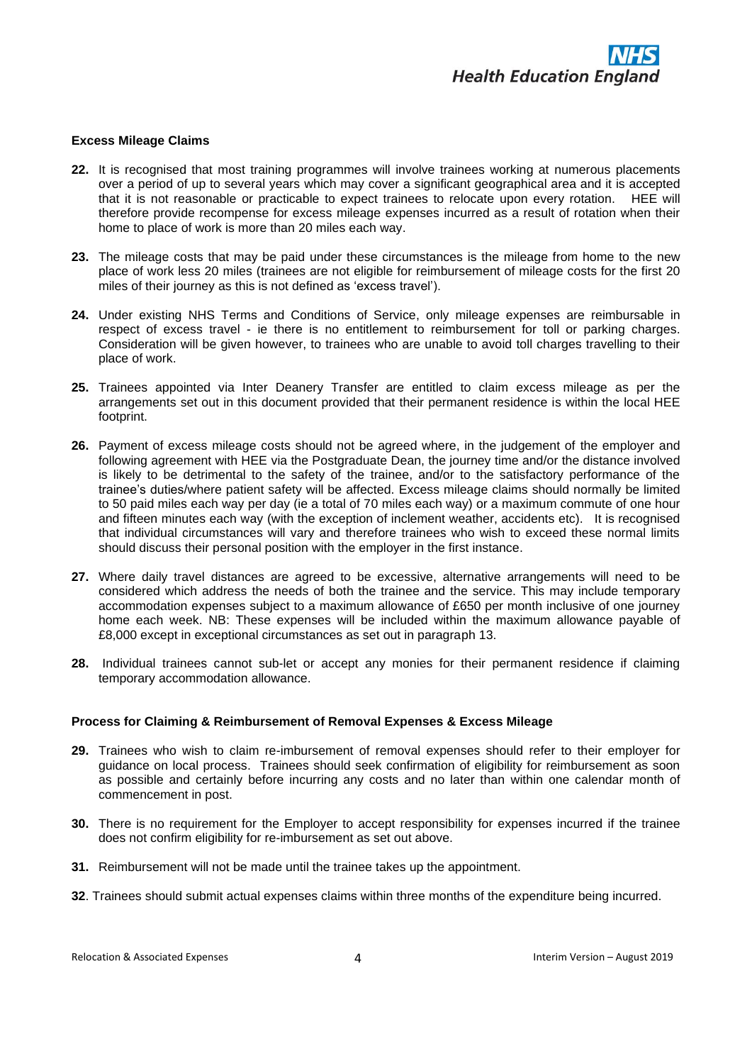**Excess Mileage Claims**

**22.** It is recognised that most training programmes will involve trainees working at numerous placements over a period of up to several years which may cover a significant geographical area and it is accepted that it is not reasonable or practicable to expect trainees to relocate upon every rotation. HEE will therefore provide recompense for excess mileage expenses incurred as a result of rotation when their home to place of work is more than 20 miles each way.

**23.** The mileage costs that may be paid under these circumstances is the mileage from home to the new place of work less 20 miles (trainees are not eligible for reimbursement of mileage costs for the first 20 miles of their journey as this is not defined as 'excess travel').

**24.** Under existing NHS Terms and Conditions of Service, only mileage expenses are reimbursable in respect of excess travel - ie there is no entitlement to reimbursement for toll or parking charges. Consideration will be given however, to trainees who are unable to avoid toll charges travelling to their place of work.

**25.** Trainees appointed via Inter Deanery Transfer are entitled to claim excess mileage as per the arrangements set out in this document provided that their permanent residence is within the local HEE footprint.

**26.** Payment of excess mileage costs should not be agreed where, in the judgement of the employer and following agreement with HEE via the Postgraduate Dean, the journey time and/or the distance involved is likely to be detrimental to the safety of the trainee, and/or to the satisfactory performance of the trainee's duties/where patient safety will be affected. Excess mileage claims should normally be limited to 50 paid miles each way per day (ie a total of 70 miles each way) or a maximum commute of one hour and fifteen minutes each way (with the exception of inclement weather, accidents etc). It is recognised that individual circumstances will vary and therefore trainees who wish to exceed these normal limits should discuss their personal position with the employer in the first instance.

**27.** Where daily travel distances are agreed to be excessive, alternative arrangements will need to be considered which address the needs of both the trainee and the service. This may include temporary accommodation expenses subject to a maximum allowance of £650 per month inclusive of one journey home each week. NB: These expenses will be included within the maximum allowance payable of £8,000 except in exceptional circumstances as set out in paragraph 13.

**28.** Individual trainees cannot sub-let or accept any monies for their permanent residence if claiming temporary accommodation allowance.

**Process for Claiming & Reimbursement of Removal Expenses & Excess Mileage**

**29.** Trainees who wish to claim re-imbursement of removal expenses should refer to their employer for guidance on local process. Trainees should seek confirmation of eligibility for reimbursement as soon as possible and certainly before incurring any costs and no later than within one calendar month of commencement in post.

**30.** There is no requirement for the Employer to accept responsibility for expenses incurred if the trainee does not confirm eligibility for re-imbursement as set out above.

**31.** Reimbursement will not be made until the trainee takes up the appointment.

**32**. Trainees should submit actual expenses claims within three months of the expenditure being incurred.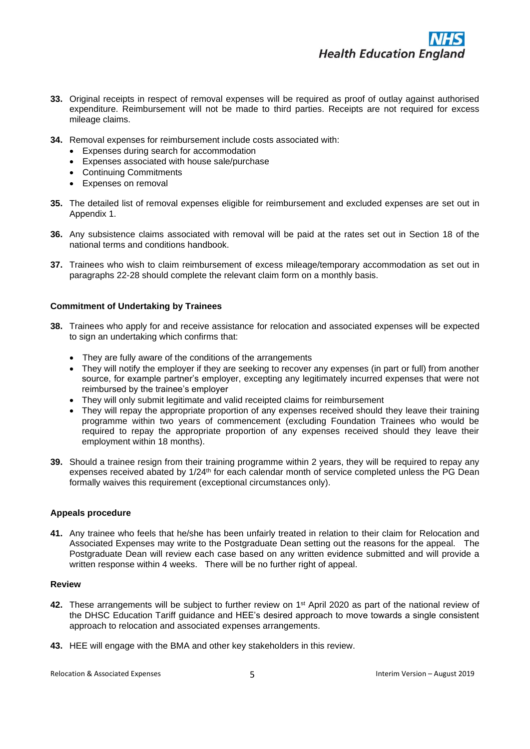**33.** Original receipts in respect of removal expenses will be required as proof of outlay against authorised expenditure. Reimbursement will not be made to third parties. Receipts are not required for excess mileage claims.

**34.** Removal expenses for reimbursement include costs associated with:

- Expenses during search for accommodation
- Expenses associated with house sale/purchase
- Continuing Commitments
- Expenses on removal

**35.** The detailed list of removal expenses eligible for reimbursement and excluded expenses are set out in Appendix 1.

**36.** Any subsistence claims associated with removal will be paid at the rates set out in Section 18 of the national terms and conditions handbook.

**37.** Trainees who wish to claim reimbursement of excess mileage/temporary accommodation as set out in paragraphs 22-28 should complete the relevant claim form on a monthly basis.

**Commitment of Undertaking by Trainees**

**38.** Trainees who apply for and receive assistance for relocation and associated expenses will be expected to sign an undertaking which confirms that:

- They are fully aware of the conditions of the arrangements
- They will notify the employer if they are seeking to recover any expenses (in part or full) from another source, for example partner's employer, excepting any legitimately incurred expenses that were not reimbursed by the trainee's employer
- They will only submit legitimate and valid receipted claims for reimbursement
- They will repay the appropriate proportion of any expenses received should they leave their training programme within two years of commencement (excluding Foundation Trainees who would be required to repay the appropriate proportion of any expenses received should they leave their employment within 18 months).

**39.** Should a trainee resign from their training programme within 2 years, they will be required to repay any expenses received abated by 1/24th for each calendar month of service completed unless the PG Dean formally waives this requirement (exceptional circumstances only).

**Appeals procedure**

**41.** Any trainee who feels that he/she has been unfairly treated in relation to their claim for Relocation and Associated Expenses may write to the Postgraduate Dean setting out the reasons for the appeal. The Postgraduate Dean will review each case based on any written evidence submitted and will provide a written response within 4 weeks. There will be no further right of appeal.

**Review**

**42.** These arrangements will be subject to further review on 1st April 2020 as part of the national review of the DHSC Education Tariff guidance and HEE's desired approach to move towards a single consistent approach to relocation and associated expenses arrangements.

**43.** HEE will engage with the BMA and other key stakeholders in this review.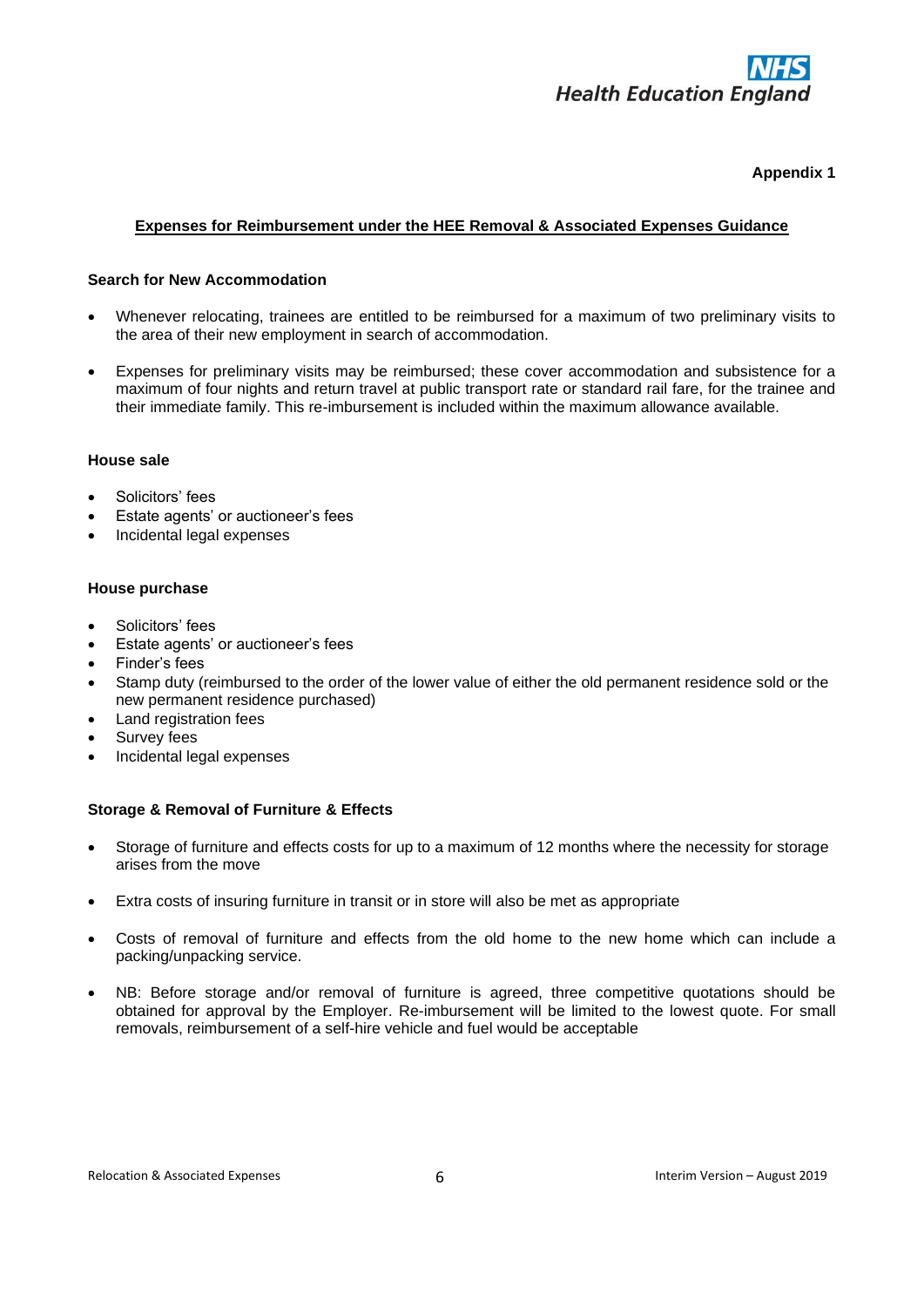**Appendix 1**

## Expenses for Reimbursement under the HEE Removal & Associated Expenses Guidance

### Search for New Accommodation

- Whenever relocating, trainees are entitled to be reimbursed for a maximum of two preliminary visits to the area of their new employment in search of accommodation.
- Expenses for preliminary visits may be reimbursed; these cover accommodation and subsistence for a maximum of four nights and return travel at public transport rate or standard rail fare, for the trainee and their immediate family. This re-imbursement is included within the maximum allowance available.

### House sale

- Solicitors' fees
- Estate agents' or auctioneer's fees
- Incidental legal expenses

### House purchase

- Solicitors' fees
- Estate agents' or auctioneer's fees
- Finder's fees
- Stamp duty (reimbursed to the order of the lower value of either the old permanent residence sold or the new permanent residence purchased)
- Land registration fees
- Survey fees
- Incidental legal expenses

### Storage & Removal of Furniture & Effects

- Storage of furniture and effects costs for up to a maximum of 12 months where the necessity for storage arises from the move
- Extra costs of insuring furniture in transit or in store will also be met as appropriate
- Costs of removal of furniture and effects from the old home to the new home which can include a packing/unpacking service.
- NB: Before storage and/or removal of furniture is agreed, three competitive quotations should be obtained for approval by the Employer. Re-imbursement will be limited to the lowest quote. For small removals, reimbursement of a self-hire vehicle and fuel would be acceptable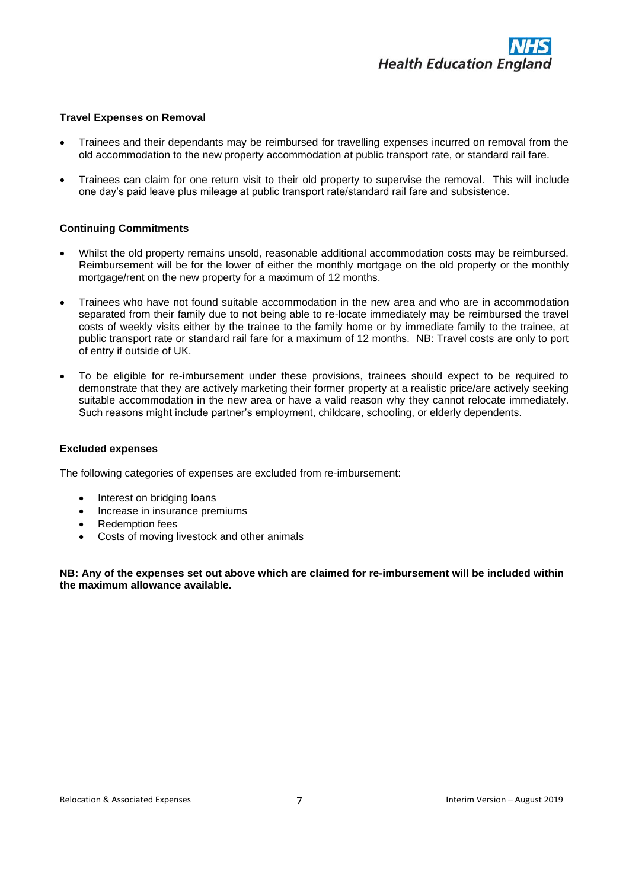**Travel Expenses on Removal**

- Trainees and their dependants may be reimbursed for travelling expenses incurred on removal from the old accommodation to the new property accommodation at public transport rate, or standard rail fare.
- Trainees can claim for one return visit to their old property to supervise the removal. This will include one day's paid leave plus mileage at public transport rate/standard rail fare and subsistence.

**Continuing Commitments**

- Whilst the old property remains unsold, reasonable additional accommodation costs may be reimbursed. Reimbursement will be for the lower of either the monthly mortgage on the old property or the monthly mortgage/rent on the new property for a maximum of 12 months.
- Trainees who have not found suitable accommodation in the new area and who are in accommodation separated from their family due to not being able to re-locate immediately may be reimbursed the travel costs of weekly visits either by the trainee to the family home or by immediate family to the trainee, at public transport rate or standard rail fare for a maximum of 12 months. NB: Travel costs are only to port of entry if outside of UK.
- To be eligible for re-imbursement under these provisions, trainees should expect to be required to demonstrate that they are actively marketing their former property at a realistic price/are actively seeking suitable accommodation in the new area or have a valid reason why they cannot relocate immediately. Such reasons might include partner's employment, childcare, schooling, or elderly dependents.

**Excluded expenses**

The following categories of expenses are excluded from re-imbursement:

- Interest on bridging loans
- Increase in insurance premiums
- Redemption fees
- Costs of moving livestock and other animals

**NB: Any of the expenses set out above which are claimed for re-imbursement will be included within the maximum allowance available.**